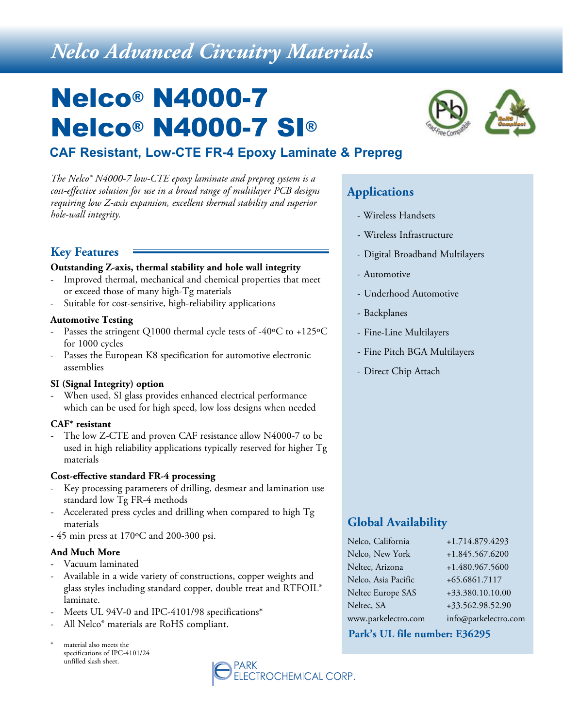# Nelco Advanced Circuitry Materials

# Nelco® N4000-7
# Nelco® N4000-7 SI®

## CAF Resistant, Low-CTE FR-4 Epoxy Laminate & Prepreg

*The Nelco® N4000-7 low-CTE epoxy laminate and prepreg system is a cost-effective solution for use in a broad range of multilayer PCB designs requiring low Z-axis expansion, excellent thermal stability and superior hole-wall integrity.*

## Key Features

**Outstanding Z-axis, thermal stability and hole wall integrity**

- Improved thermal, mechanical and chemical properties that meet or exceed those of many high-Tg materials
- Suitable for cost-sensitive, high-reliability applications

**Automotive Testing**

- Passes the stringent Q1000 thermal cycle tests of -40ºC to +125ºC for 1000 cycles
- Passes the European K8 specification for automotive electronic assemblies

**SI (Signal Integrity) option**

- When used, SI glass provides enhanced electrical performance which can be used for high speed, low loss designs when needed

**CAF* resistant**

- The low Z-CTE and proven CAF resistance allow N4000-7 to be used in high reliability applications typically reserved for higher Tg materials

**Cost-effective standard FR-4 processing**

- Key processing parameters of drilling, desmear and lamination use standard low Tg FR-4 methods
- Accelerated press cycles and drilling when compared to high Tg materials
- 45 min press at 170ºC and 200-300 psi.

**And Much More**

- Vacuum laminated
- Available in a wide variety of constructions, copper weights and glass styles including standard copper, double treat and RTFOIL® laminate.
- Meets UL 94V-0 and IPC-4101/98 specifications*
- All Nelco® materials are RoHS compliant.

\* material also meets the specifications of IPC-4101/24 unfilled slash sheet.

## Applications

- Wireless Handsets
- Wireless Infrastructure
- Digital Broadband Multilayers
- Automotive
- Underhood Automotive
- Backplanes
- Fine-Line Multilayers
- Fine Pitch BGA Multilayers
- Direct Chip Attach

## Global Availability

| | |
|---|---|
| Nelco, California | +1.714.879.4293 |
| Nelco, New York | +1.845.567.6200 |
| Neltec, Arizona | +1.480.967.5600 |
| Nelco, Asia Pacific | +65.6861.7117 |
| Neltec Europe SAS | +33.380.10.10.00 |
| Neltec, SA | +33.562.98.52.90 |
| www.parkelectro.com | info@parkelectro.com |

**Park's UL file number: E36295**

PARK ELECTROCHEMICAL CORP.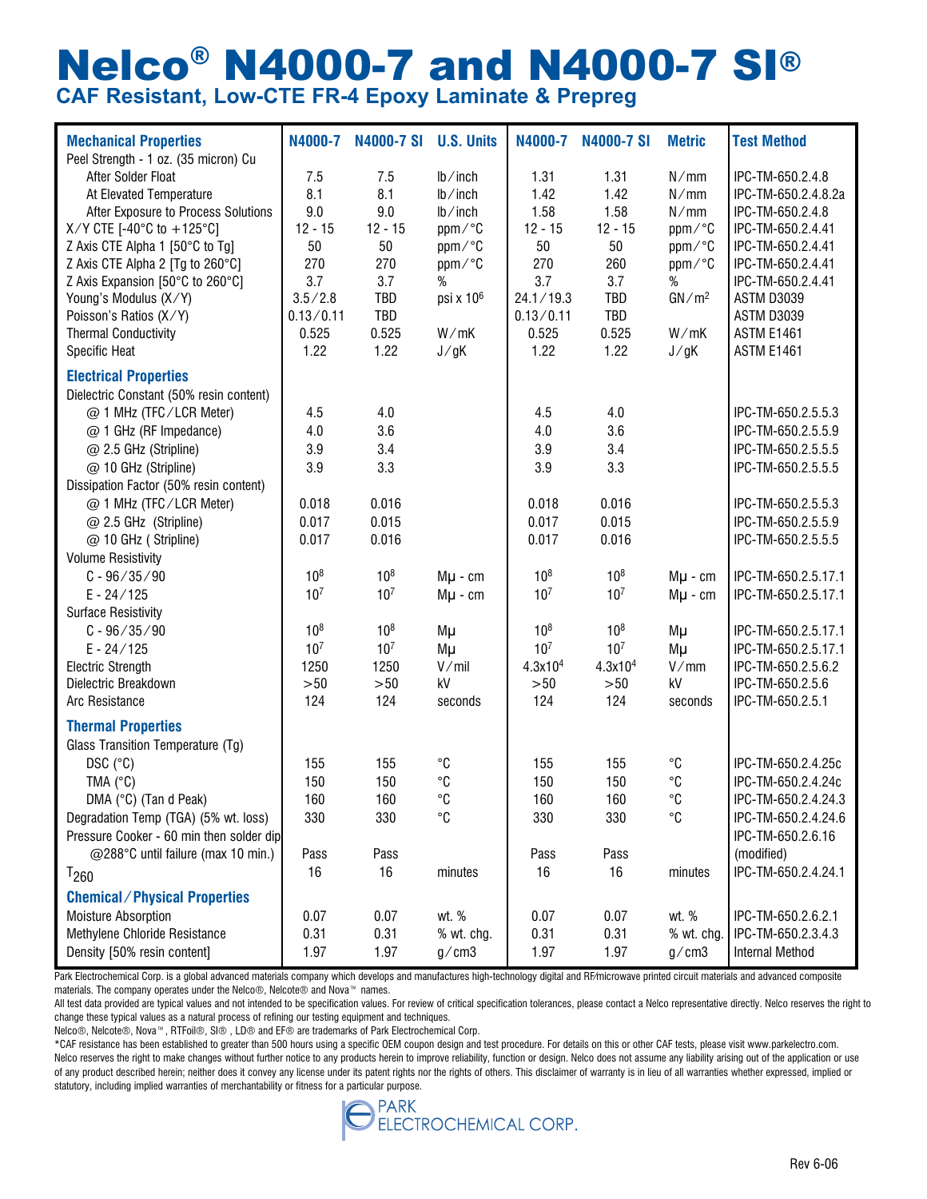# Nelco® N4000-7 and N4000-7 SI®

## CAF Resistant, Low-CTE FR-4 Epoxy Laminate & Prepreg

| Mechanical Properties | N4000-7 | N4000-7 SI | U.S. Units | N4000-7 | N4000-7 SI | Metric | Test Method |
|---|---|---|---|---|---|---|---|
| Peel Strength - 1 oz. (35 micron) Cu | | | | | | | |
| After Solder Float | 7.5 | 7.5 | lb/inch | 1.31 | 1.31 | N/mm | IPC-TM-650.2.4.8 |
| At Elevated Temperature | 8.1 | 8.1 | lb/inch | 1.42 | 1.42 | N/mm | IPC-TM-650.2.4.8.2a |
| After Exposure to Process Solutions | 9.0 | 9.0 | lb/inch | 1.58 | 1.58 | N/mm | IPC-TM-650.2.4.8 |
| X/Y CTE [-40°C to +125°C] | 12 - 15 | 12 - 15 | ppm/°C | 12 - 15 | 12 - 15 | ppm/°C | IPC-TM-650.2.4.41 |
| Z Axis CTE Alpha 1 [50°C to Tg] | 50 | 50 | ppm/°C | 50 | 50 | ppm/°C | IPC-TM-650.2.4.41 |
| Z Axis CTE Alpha 2 [Tg to 260°C] | 270 | 270 | ppm/°C | 270 | 260 | ppm/°C | IPC-TM-650.2.4.41 |
| Z Axis Expansion [50°C to 260°C] | 3.7 | 3.7 | % | 3.7 | 3.7 | % | IPC-TM-650.2.4.41 |
| Young's Modulus (X/Y) | 3.5/2.8 | TBD | psi x $10^6$ | 24.1/19.3 | TBD | $GN/m^2$ | ASTM D3039 |
| Poisson's Ratios (X/Y) | 0.13/0.11 | TBD | | 0.13/0.11 | TBD | | ASTM D3039 |
| Thermal Conductivity | 0.525 | 0.525 | W/mK | 0.525 | 0.525 | W/mK | ASTM E1461 |
| Specific Heat | 1.22 | 1.22 | J/gK | 1.22 | 1.22 | J/gK | ASTM E1461 |
| **Electrical Properties** | | | | | | | |
| Dielectric Constant (50% resin content) | | | | | | | |
| @ 1 MHz (TFC/LCR Meter) | 4.5 | 4.0 | | 4.5 | 4.0 | | IPC-TM-650.2.5.5.3 |
| @ 1 GHz (RF Impedance) | 4.0 | 3.6 | | 4.0 | 3.6 | | IPC-TM-650.2.5.5.9 |
| @ 2.5 GHz (Stripline) | 3.9 | 3.4 | | 3.9 | 3.4 | | IPC-TM-650.2.5.5.5 |
| @ 10 GHz (Stripline) | 3.9 | 3.3 | | 3.9 | 3.3 | | IPC-TM-650.2.5.5.5 |
| Dissipation Factor (50% resin content) | | | | | | | |
| @ 1 MHz (TFC/LCR Meter) | 0.018 | 0.016 | | 0.018 | 0.016 | | IPC-TM-650.2.5.5.3 |
| @ 2.5 GHz (Stripline) | 0.017 | 0.015 | | 0.017 | 0.015 | | IPC-TM-650.2.5.5.9 |
| @ 10 GHz ( Stripline) | 0.017 | 0.016 | | 0.017 | 0.016 | | IPC-TM-650.2.5.5.5 |
| Volume Resistivity | | | | | | | |
| C - 96/35/90 | $10^8$ | $10^8$ | Mμ - cm | $10^8$ | $10^8$ | Mμ - cm | IPC-TM-650.2.5.17.1 |
| E - 24/125 | $10^7$ | $10^7$ | Mμ - cm | $10^7$ | $10^7$ | Mμ - cm | IPC-TM-650.2.5.17.1 |
| Surface Resistivity | | | | | | | |
| C - 96/35/90 | $10^8$ | $10^8$ | Mμ | $10^8$ | $10^8$ | Mμ | IPC-TM-650.2.5.17.1 |
| E - 24/125 | $10^7$ | $10^7$ | Mμ | $10^7$ | $10^7$ | Mμ | IPC-TM-650.2.5.17.1 |
| Electric Strength | 1250 | 1250 | V/mil | $4.3x10^4$ | $4.3x10^4$ | V/mm | IPC-TM-650.2.5.6.2 |
| Dielectric Breakdown | >50 | >50 | kV | >50 | >50 | kV | IPC-TM-650.2.5.6 |
| Arc Resistance | 124 | 124 | seconds | 124 | 124 | seconds | IPC-TM-650.2.5.1 |
| **Thermal Properties** | | | | | | | |
| Glass Transition Temperature (Tg) | | | | | | | |
| DSC (°C) | 155 | 155 | °C | 155 | 155 | °C | IPC-TM-650.2.4.25c |
| TMA (°C) | 150 | 150 | °C | 150 | 150 | °C | IPC-TM-650.2.4.24c |
| DMA (°C) (Tan d Peak) | 160 | 160 | °C | 160 | 160 | °C | IPC-TM-650.2.4.24.3 |
| Degradation Temp (TGA) (5% wt. loss) | 330 | 330 | °C | 330 | 330 | °C | IPC-TM-650.2.4.24.6 |
| Pressure Cooker - 60 min then solder dip | | | | | | | IPC-TM-650.2.6.16 |
| @288°C until failure (max 10 min.) | Pass | Pass | | Pass | Pass | | (modified) |
| $T_{260}$ | 16 | 16 | minutes | 16 | 16 | minutes | IPC-TM-650.2.4.24.1 |
| **Chemical/Physical Properties** | | | | | | | |
| Moisture Absorption | 0.07 | 0.07 | wt. % | 0.07 | 0.07 | wt. % | IPC-TM-650.2.6.2.1 |
| Methylene Chloride Resistance | 0.31 | 0.31 | % wt. chg. | 0.31 | 0.31 | % wt. chg. | IPC-TM-650.2.3.4.3 |
| Density [50% resin content] | 1.97 | 1.97 | g/cm3 | 1.97 | 1.97 | g/cm3 | Internal Method |

Park Electrochemical Corp. is a global advanced materials company which develops and manufactures high-technology digital and RF/microwave printed circuit materials and advanced composite materials. The company operates under the Nelco®, Nelcote® and Nova™ names.

All test data provided are typical values and not intended to be specification values. For review of critical specification tolerances, please contact a Nelco representative directly. Nelco reserves the right to change these typical values as a natural process of refining our testing equipment and techniques.

Nelco®, Nelcote®, Nova™, RTFoil®, SI®, LD® and EF® are trademarks of Park Electrochemical Corp.

*CAF resistance has been established to greater than 500 hours using a specific OEM coupon design and test procedure. For details on this or other CAF tests, please visit www.parkelectro.com.

Nelco reserves the right to make changes without further notice to any products herein to improve reliability, function or design. Nelco does not assume any liability arising out of the application or use of any product described herein; neither does it convey any license under its patent rights nor the rights of others. This disclaimer of warranty is in lieu of all warranties whether expressed, implied or statutory, including implied warranties of merchantability or fitness for a particular purpose.

PARK ELECTROCHEMICAL CORP.

Rev 6-06